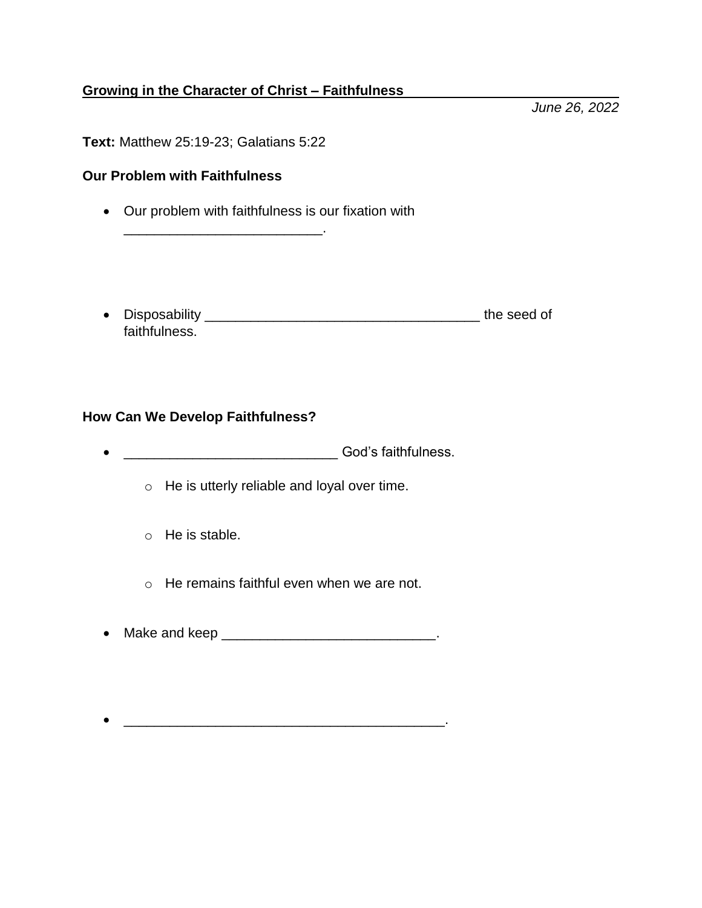**Growing in the Character of Christ – Faithfulness**

*June 26, 2022*

**Text:** Matthew 25:19-23; Galatians 5:22

**Our Problem with Faithfulness**

- Our problem with faithfulness is our fixation with __________________________.

- Disposability ____________________________________ the seed of faithfulness.

**How Can We Develop Faithfulness?**

- ____________________________ God's faithfulness.
  - He is utterly reliable and loyal over time.
  - He is stable.
  - He remains faithful even when we are not.

- Make and keep ____________________________.

- __________________________________________.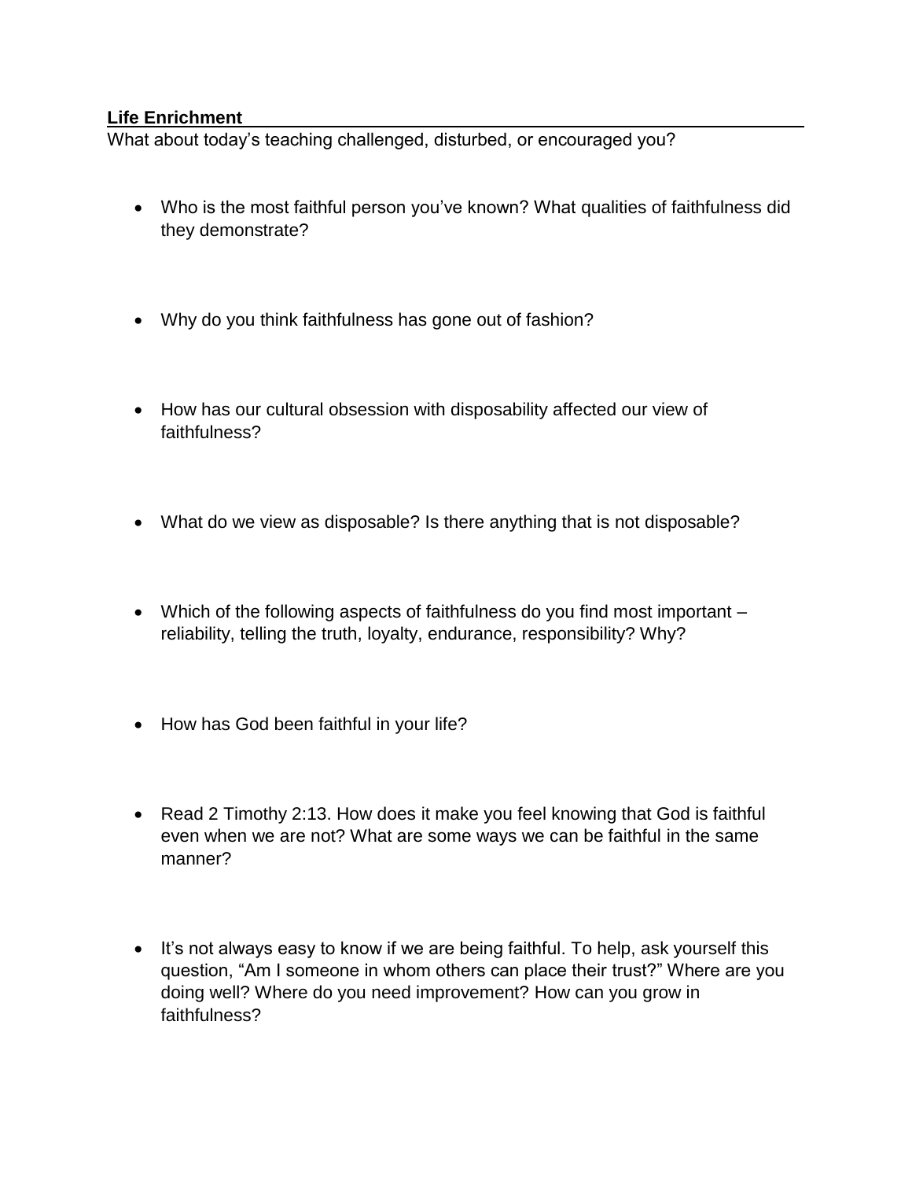**Life Enrichment**

What about today's teaching challenged, disturbed, or encouraged you?

- Who is the most faithful person you've known? What qualities of faithfulness did they demonstrate?
- Why do you think faithfulness has gone out of fashion?
- How has our cultural obsession with disposability affected our view of faithfulness?
- What do we view as disposable? Is there anything that is not disposable?
- Which of the following aspects of faithfulness do you find most important – reliability, telling the truth, loyalty, endurance, responsibility? Why?
- How has God been faithful in your life?
- Read 2 Timothy 2:13. How does it make you feel knowing that God is faithful even when we are not? What are some ways we can be faithful in the same manner?
- It's not always easy to know if we are being faithful. To help, ask yourself this question, "Am I someone in whom others can place their trust?" Where are you doing well? Where do you need improvement? How can you grow in faithfulness?